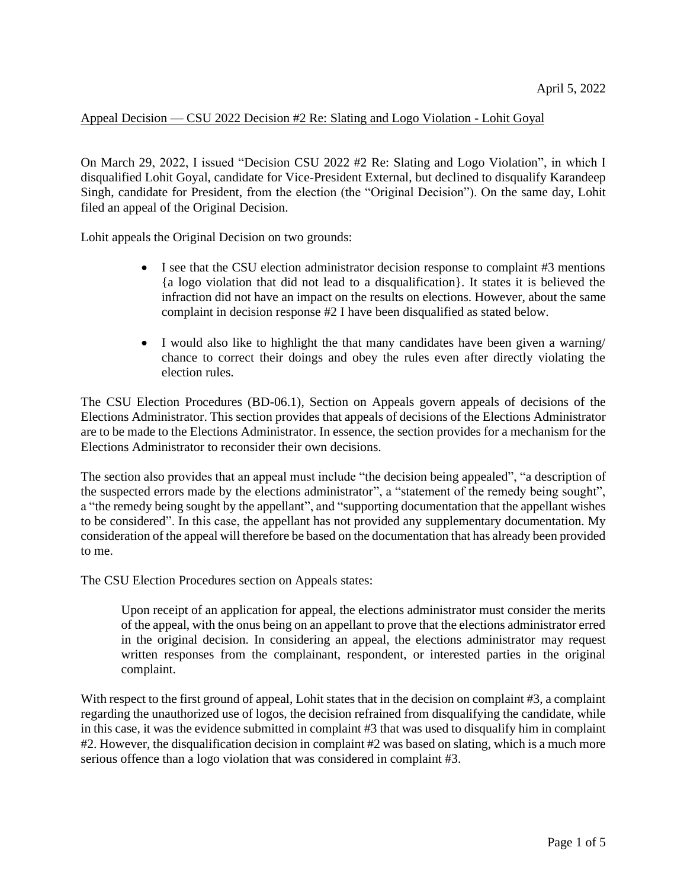April 5, 2022

Appeal Decision — CSU 2022 Decision #2 Re: Slating and Logo Violation - Lohit Goyal

On March 29, 2022, I issued "Decision CSU 2022 #2 Re: Slating and Logo Violation", in which I disqualified Lohit Goyal, candidate for Vice-President External, but declined to disqualify Karandeep Singh, candidate for President, from the election (the "Original Decision"). On the same day, Lohit filed an appeal of the Original Decision.

Lohit appeals the Original Decision on two grounds:

- I see that the CSU election administrator decision response to complaint #3 mentions {a logo violation that did not lead to a disqualification}. It states it is believed the infraction did not have an impact on the results on elections. However, about the same complaint in decision response #2 I have been disqualified as stated below.
- I would also like to highlight the that many candidates have been given a warning/ chance to correct their doings and obey the rules even after directly violating the election rules.

The CSU Election Procedures (BD-06.1), Section on Appeals govern appeals of decisions of the Elections Administrator. This section provides that appeals of decisions of the Elections Administrator are to be made to the Elections Administrator. In essence, the section provides for a mechanism for the Elections Administrator to reconsider their own decisions.

The section also provides that an appeal must include "the decision being appealed", "a description of the suspected errors made by the elections administrator", a "statement of the remedy being sought", a "the remedy being sought by the appellant", and "supporting documentation that the appellant wishes to be considered". In this case, the appellant has not provided any supplementary documentation. My consideration of the appeal will therefore be based on the documentation that has already been provided to me.

The CSU Election Procedures section on Appeals states:

> Upon receipt of an application for appeal, the elections administrator must consider the merits of the appeal, with the onus being on an appellant to prove that the elections administrator erred in the original decision. In considering an appeal, the elections administrator may request written responses from the complainant, respondent, or interested parties in the original complaint.

With respect to the first ground of appeal, Lohit states that in the decision on complaint #3, a complaint regarding the unauthorized use of logos, the decision refrained from disqualifying the candidate, while in this case, it was the evidence submitted in complaint #3 that was used to disqualify him in complaint #2. However, the disqualification decision in complaint #2 was based on slating, which is a much more serious offence than a logo violation that was considered in complaint #3.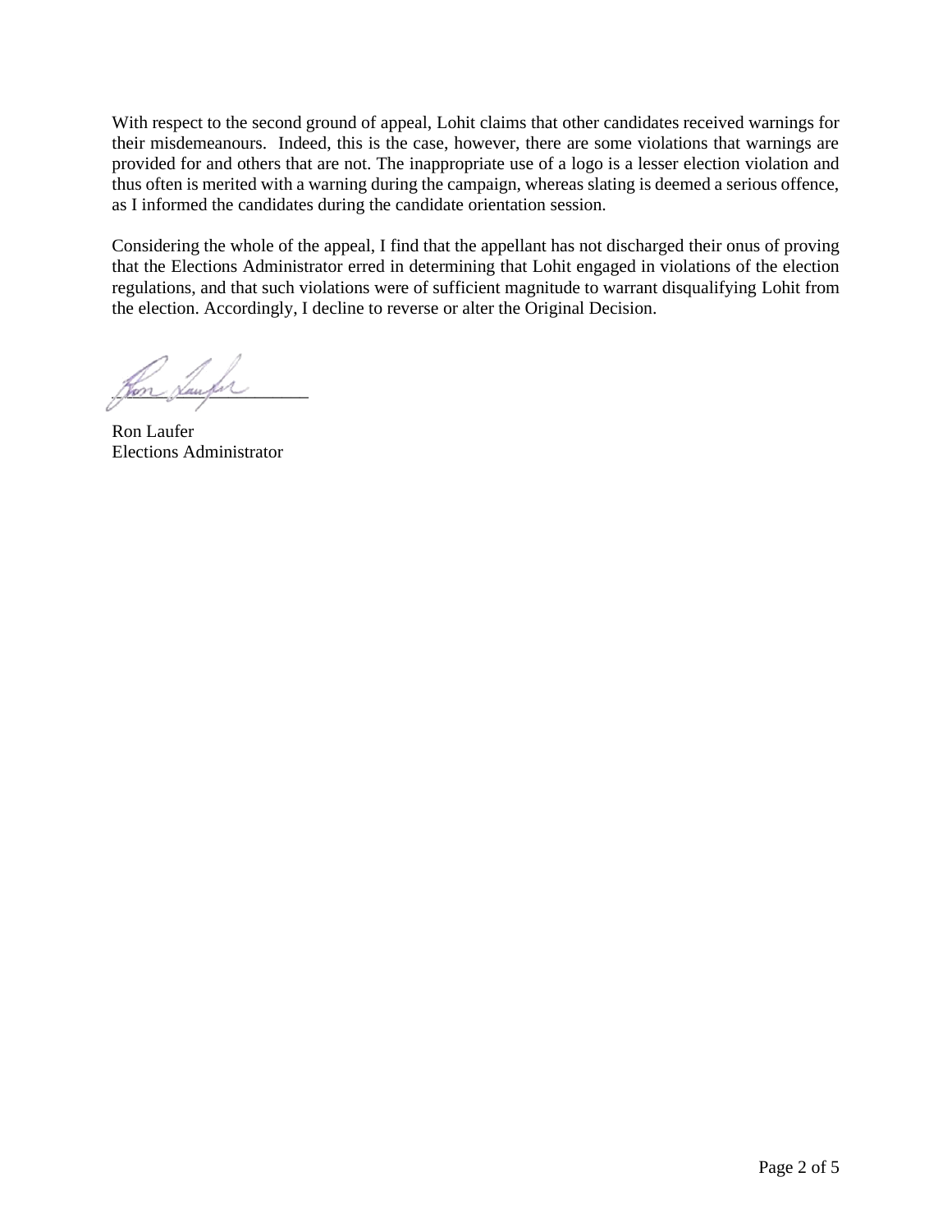With respect to the second ground of appeal, Lohit claims that other candidates received warnings for their misdemeanours. Indeed, this is the case, however, there are some violations that warnings are provided for and others that are not. The inappropriate use of a logo is a lesser election violation and thus often is merited with a warning during the campaign, whereas slating is deemed a serious offence, as I informed the candidates during the candidate orientation session.

Considering the whole of the appeal, I find that the appellant has not discharged their onus of proving that the Elections Administrator erred in determining that Lohit engaged in violations of the election regulations, and that such violations were of sufficient magnitude to warrant disqualifying Lohit from the election. Accordingly, I decline to reverse or alter the Original Decision.

\_\_\_\_\_\_\_\_\_\_\_\_\_\_\_\_\_\_\_\_\_\_

Ron Laufer
Elections Administrator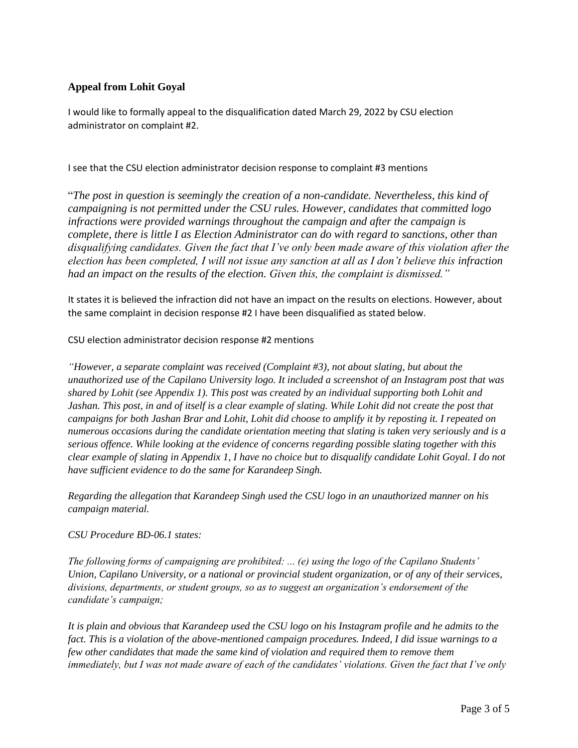### Appeal from Lohit Goyal

I would like to formally appeal to the disqualification dated March 29, 2022 by CSU election administrator on complaint #2.

I see that the CSU election administrator decision response to complaint #3 mentions

"*The post in question is seemingly the creation of a non-candidate. Nevertheless, this kind of campaigning is not permitted under the CSU rules. However, candidates that committed logo infractions were provided warnings throughout the campaign and after the campaign is complete, there is little I as Election Administrator can do with regard to sanctions, other than disqualifying candidates. Given the fact that I've only been made aware of this violation after the election has been completed, I will not issue any sanction at all as I don't believe this infraction had an impact on the results of the election. Given this, the complaint is dismissed."*

It states it is believed the infraction did not have an impact on the results on elections. However, about the same complaint in decision response #2 I have been disqualified as stated below.

CSU election administrator decision response #2 mentions

*"However, a separate complaint was received (Complaint #3), not about slating, but about the unauthorized use of the Capilano University logo. It included a screenshot of an Instagram post that was shared by Lohit (see Appendix 1). This post was created by an individual supporting both Lohit and Jashan. This post, in and of itself is a clear example of slating. While Lohit did not create the post that campaigns for both Jashan Brar and Lohit, Lohit did choose to amplify it by reposting it. I repeated on numerous occasions during the candidate orientation meeting that slating is taken very seriously and is a serious offence. While looking at the evidence of concerns regarding possible slating together with this clear example of slating in Appendix 1, I have no choice but to disqualify candidate Lohit Goyal. I do not have sufficient evidence to do the same for Karandeep Singh.*

*Regarding the allegation that Karandeep Singh used the CSU logo in an unauthorized manner on his campaign material.*

*CSU Procedure BD-06.1 states:*

*The following forms of campaigning are prohibited: ... (e) using the logo of the Capilano Students' Union, Capilano University, or a national or provincial student organization, or of any of their services, divisions, departments, or student groups, so as to suggest an organization's endorsement of the candidate's campaign;*

*It is plain and obvious that Karandeep used the CSU logo on his Instagram profile and he admits to the fact. This is a violation of the above-mentioned campaign procedures. Indeed, I did issue warnings to a few other candidates that made the same kind of violation and required them to remove them immediately, but I was not made aware of each of the candidates' violations. Given the fact that I've only*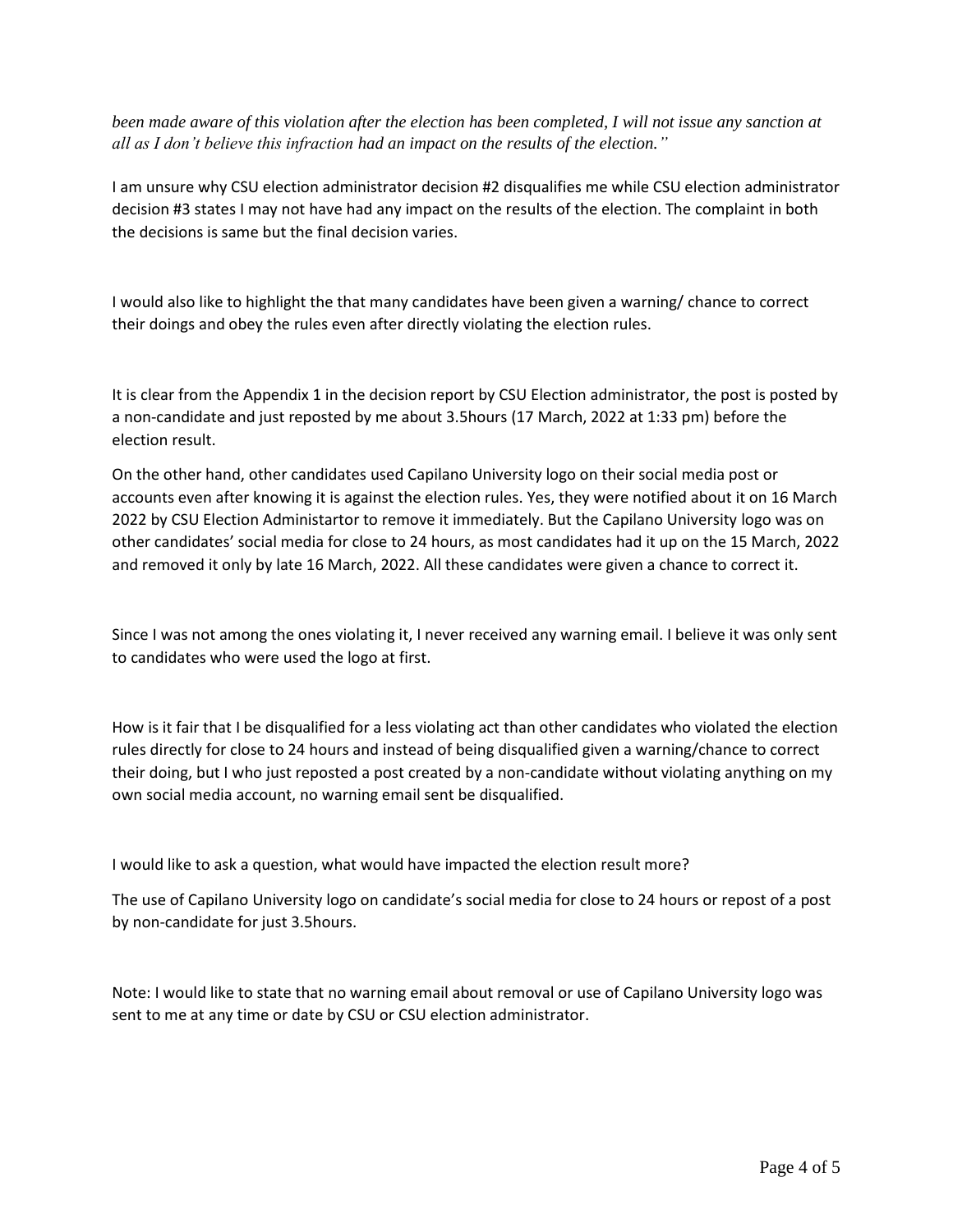*been made aware of this violation after the election has been completed, I will not issue any sanction at all as I don't believe this infraction had an impact on the results of the election."*

I am unsure why CSU election administrator decision #2 disqualifies me while CSU election administrator decision #3 states I may not have had any impact on the results of the election. The complaint in both the decisions is same but the final decision varies.

I would also like to highlight the that many candidates have been given a warning/ chance to correct their doings and obey the rules even after directly violating the election rules.

It is clear from the Appendix 1 in the decision report by CSU Election administrator, the post is posted by a non-candidate and just reposted by me about 3.5hours (17 March, 2022 at 1:33 pm) before the election result.

On the other hand, other candidates used Capilano University logo on their social media post or accounts even after knowing it is against the election rules. Yes, they were notified about it on 16 March 2022 by CSU Election Administartor to remove it immediately. But the Capilano University logo was on other candidates' social media for close to 24 hours, as most candidates had it up on the 15 March, 2022 and removed it only by late 16 March, 2022. All these candidates were given a chance to correct it.

Since I was not among the ones violating it, I never received any warning email. I believe it was only sent to candidates who were used the logo at first.

How is it fair that I be disqualified for a less violating act than other candidates who violated the election rules directly for close to 24 hours and instead of being disqualified given a warning/chance to correct their doing, but I who just reposted a post created by a non-candidate without violating anything on my own social media account, no warning email sent be disqualified.

I would like to ask a question, what would have impacted the election result more?

The use of Capilano University logo on candidate's social media for close to 24 hours or repost of a post by non-candidate for just 3.5hours.

Note: I would like to state that no warning email about removal or use of Capilano University logo was sent to me at any time or date by CSU or CSU election administrator.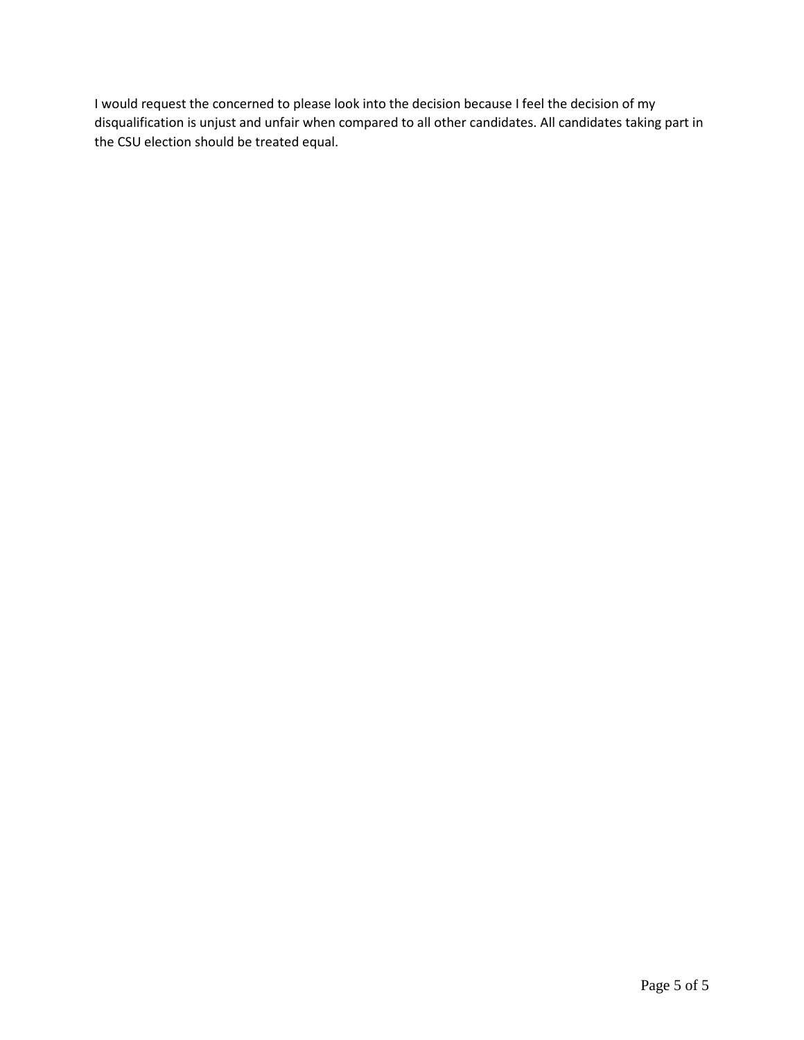I would request the concerned to please look into the decision because I feel the decision of my disqualification is unjust and unfair when compared to all other candidates. All candidates taking part in the CSU election should be treated equal.